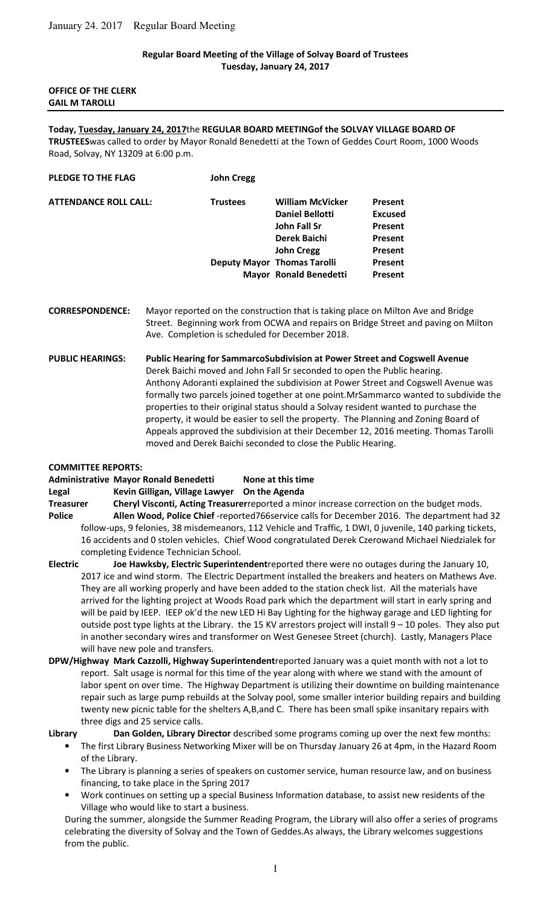**Regular Board Meeting of the Village of Solvay Board of Trustees**
**Tuesday, January 24, 2017**

**OFFICE OF THE CLERK**
**GAIL M TAROLLI**

---

**Today, Tuesday, January 24, 2017**the **REGULAR BOARD MEETINGof the SOLVAY VILLAGE BOARD OF TRUSTEES**was called to order by Mayor Ronald Benedetti at the Town of Geddes Court Room, 1000 Woods Road, Solvay, NY 13209 at 6:00 p.m.

**PLEDGE TO THE FLAG** **John Cregg**

| **ATTENDANCE ROLL CALL:** | **Trustees** | **William McVicker** | **Present** |
|---|---|---|---|
| | | **Daniel Bellotti** | **Excused** |
| | | **John Fall Sr** | **Present** |
| | | **Derek Baichi** | **Present** |
| | | **John Cregg** | **Present** |
| | **Deputy Mayor** | **Thomas Tarolli** | **Present** |
| | **Mayor** | **Ronald Benedetti** | **Present** |

**CORRESPONDENCE:** Mayor reported on the construction that is taking place on Milton Ave and Bridge Street. Beginning work from OCWA and repairs on Bridge Street and paving on Milton Ave. Completion is scheduled for December 2018.

**PUBLIC HEARINGS:** **Public Hearing for SammarcoSubdivision at Power Street and Cogswell Avenue**
Derek Baichi moved and John Fall Sr seconded to open the Public hearing.
Anthony Adoranti explained the subdivision at Power Street and Cogswell Avenue was formally two parcels joined together at one point.MrSammarco wanted to subdivide the properties to their original status should a Solvay resident wanted to purchase the property, it would be easier to sell the property. The Planning and Zoning Board of Appeals approved the subdivision at their December 12, 2016 meeting. Thomas Tarolli moved and Derek Baichi seconded to close the Public Hearing.

**COMMITTEE REPORTS:**

**Administrative Mayor Ronald Benedetti** **None at this time**

**Legal** **Kevin Gilligan, Village Lawyer** **On the Agenda**

**Treasurer** **Cheryl Visconti, Acting Treasurer**reported a minor increase correction on the budget mods.

**Police** **Allen Wood, Police Chief** -reported766service calls for December 2016. The department had 32 follow-ups, 9 felonies, 38 misdemeanors, 112 Vehicle and Traffic, 1 DWI, 0 juvenile, 140 parking tickets, 16 accidents and 0 stolen vehicles. Chief Wood congratulated Derek Czerowand Michael Niedzialek for completing Evidence Technician School.

**Electric** **Joe Hawksby, Electric Superintendent**reported there were no outages during the January 10, 2017 ice and wind storm. The Electric Department installed the breakers and heaters on Mathews Ave. They are all working properly and have been added to the station check list. All the materials have arrived for the lighting project at Woods Road park which the department will start in early spring and will be paid by IEEP. IEEP ok'd the new LED Hi Bay Lighting for the highway garage and LED lighting for outside post type lights at the Library. the 15 KV arrestors project will install 9 – 10 poles. They also put in another secondary wires and transformer on West Genesee Street (church). Lastly, Managers Place will have new pole and transfers.

**DPW/Highway Mark Cazzolli, Highway Superintendent**reported January was a quiet month with not a lot to report. Salt usage is normal for this time of the year along with where we stand with the amount of labor spent on over time. The Highway Department is utilizing their downtime on building maintenance repair such as large pump rebuilds at the Solvay pool, some smaller interior building repairs and building twenty new picnic table for the shelters A,B,and C. There has been small spike insanitary repairs with three digs and 25 service calls.

**Library** **Dan Golden, Library Director** described some programs coming up over the next few months:

- The first Library Business Networking Mixer will be on Thursday January 26 at 4pm, in the Hazard Room of the Library.
- The Library is planning a series of speakers on customer service, human resource law, and on business financing, to take place in the Spring 2017
- Work continues on setting up a special Business Information database, to assist new residents of the Village who would like to start a business.

During the summer, alongside the Summer Reading Program, the Library will also offer a series of programs celebrating the diversity of Solvay and the Town of Geddes.As always, the Library welcomes suggestions from the public.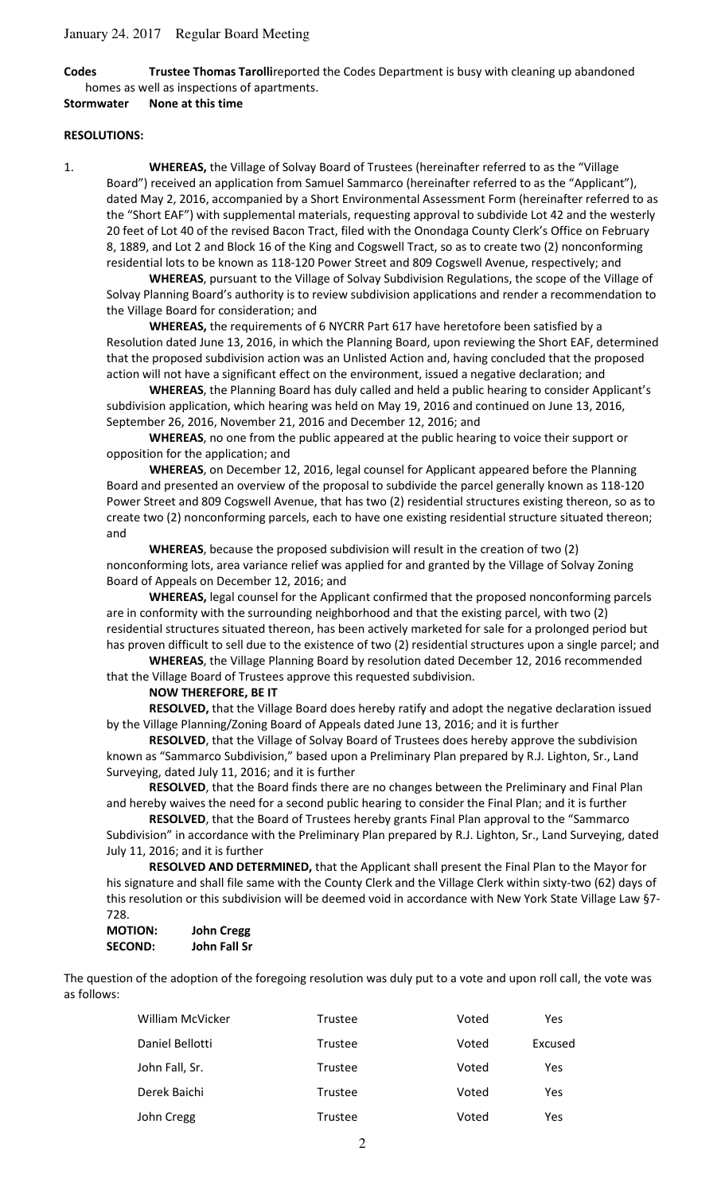**Codes** **Trustee Thomas Tarolli**reported the Codes Department is busy with cleaning up abandoned homes as well as inspections of apartments.

**Stormwater None at this time**

**RESOLUTIONS:**

1. **WHEREAS,** the Village of Solvay Board of Trustees (hereinafter referred to as the "Village Board") received an application from Samuel Sammarco (hereinafter referred to as the "Applicant"), dated May 2, 2016, accompanied by a Short Environmental Assessment Form (hereinafter referred to as the "Short EAF") with supplemental materials, requesting approval to subdivide Lot 42 and the westerly 20 feet of Lot 40 of the revised Bacon Tract, filed with the Onondaga County Clerk's Office on February 8, 1889, and Lot 2 and Block 16 of the King and Cogswell Tract, so as to create two (2) nonconforming residential lots to be known as 118-120 Power Street and 809 Cogswell Avenue, respectively; and

**WHEREAS**, pursuant to the Village of Solvay Subdivision Regulations, the scope of the Village of Solvay Planning Board's authority is to review subdivision applications and render a recommendation to the Village Board for consideration; and

**WHEREAS,** the requirements of 6 NYCRR Part 617 have heretofore been satisfied by a Resolution dated June 13, 2016, in which the Planning Board, upon reviewing the Short EAF, determined that the proposed subdivision action was an Unlisted Action and, having concluded that the proposed action will not have a significant effect on the environment, issued a negative declaration; and

**WHEREAS**, the Planning Board has duly called and held a public hearing to consider Applicant's subdivision application, which hearing was held on May 19, 2016 and continued on June 13, 2016, September 26, 2016, November 21, 2016 and December 12, 2016; and

**WHEREAS**, no one from the public appeared at the public hearing to voice their support or opposition for the application; and

**WHEREAS**, on December 12, 2016, legal counsel for Applicant appeared before the Planning Board and presented an overview of the proposal to subdivide the parcel generally known as 118-120 Power Street and 809 Cogswell Avenue, that has two (2) residential structures existing thereon, so as to create two (2) nonconforming parcels, each to have one existing residential structure situated thereon; and

**WHEREAS**, because the proposed subdivision will result in the creation of two (2) nonconforming lots, area variance relief was applied for and granted by the Village of Solvay Zoning Board of Appeals on December 12, 2016; and

**WHEREAS,** legal counsel for the Applicant confirmed that the proposed nonconforming parcels are in conformity with the surrounding neighborhood and that the existing parcel, with two (2) residential structures situated thereon, has been actively marketed for sale for a prolonged period but has proven difficult to sell due to the existence of two (2) residential structures upon a single parcel; and

**WHEREAS**, the Village Planning Board by resolution dated December 12, 2016 recommended that the Village Board of Trustees approve this requested subdivision.

**NOW THEREFORE, BE IT**

**RESOLVED,** that the Village Board does hereby ratify and adopt the negative declaration issued by the Village Planning/Zoning Board of Appeals dated June 13, 2016; and it is further

**RESOLVED**, that the Village of Solvay Board of Trustees does hereby approve the subdivision known as "Sammarco Subdivision," based upon a Preliminary Plan prepared by R.J. Lighton, Sr., Land Surveying, dated July 11, 2016; and it is further

**RESOLVED**, that the Board finds there are no changes between the Preliminary and Final Plan and hereby waives the need for a second public hearing to consider the Final Plan; and it is further

**RESOLVED**, that the Board of Trustees hereby grants Final Plan approval to the "Sammarco Subdivision" in accordance with the Preliminary Plan prepared by R.J. Lighton, Sr., Land Surveying, dated July 11, 2016; and it is further

**RESOLVED AND DETERMINED,** that the Applicant shall present the Final Plan to the Mayor for his signature and shall file same with the County Clerk and the Village Clerk within sixty-two (62) days of this resolution or this subdivision will be deemed void in accordance with New York State Village Law §7-728.

**MOTION: John Cregg**
**SECOND: John Fall Sr**

The question of the adoption of the foregoing resolution was duly put to a vote and upon roll call, the vote was as follows:

| | | | |
|---|---|---|---|
| William McVicker | Trustee | Voted | Yes |
| Daniel Bellotti | Trustee | Voted | Excused |
| John Fall, Sr. | Trustee | Voted | Yes |
| Derek Baichi | Trustee | Voted | Yes |
| John Cregg | Trustee | Voted | Yes |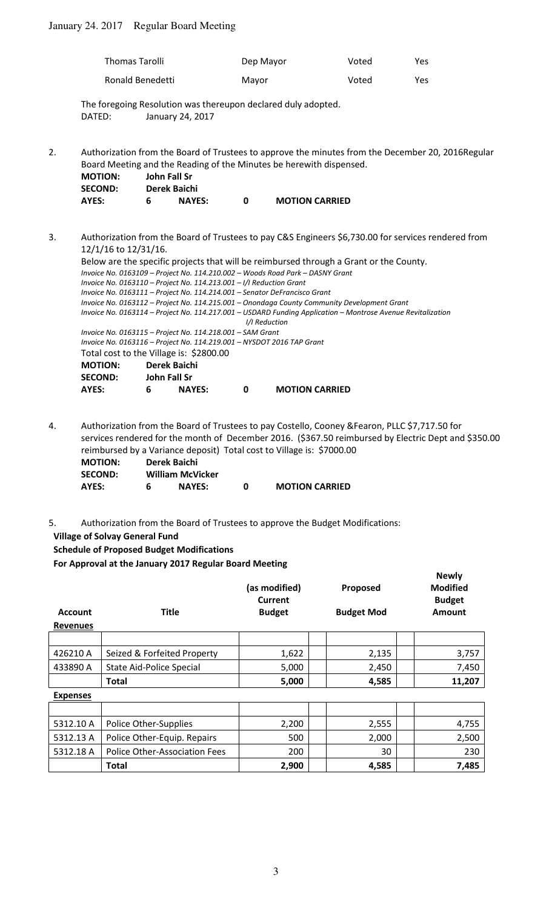| Thomas Tarolli | Dep Mayor | Voted | Yes |
|---|---|---|---|
| Ronald Benedetti | Mayor | Voted | Yes |

The foregoing Resolution was thereupon declared duly adopted.
DATED: January 24, 2017

2. Authorization from the Board of Trustees to approve the minutes from the December 20, 2016Regular Board Meeting and the Reading of the Minutes be herewith dispensed.

   **MOTION:** **John Fall Sr**
   **SECOND:** **Derek Baichi**
   **AYES:** **6** **NAYES:** **0** **MOTION CARRIED**

3. Authorization from the Board of Trustees to pay C&S Engineers $6,730.00 for services rendered from 12/1/16 to 12/31/16.

   Below are the specific projects that will be reimbursed through a Grant or the County.
   *Invoice No. 0163109 – Project No. 114.210.002 – Woods Road Park – DASNY Grant*
   *Invoice No. 0163110 – Project No. 114.213.001 – I/I Reduction Grant*
   *Invoice No. 0163111 – Project No. 114.214.001 – Senator DeFrancisco Grant*
   *Invoice No. 0163112 – Project No. 114.215.001 – Onondaga County Community Development Grant*
   *Invoice No. 0163114 – Project No. 114.217.001 – USDARD Funding Application – Montrose Avenue Revitalization I/I Reduction*
   *Invoice No. 0163115 – Project No. 114.218.001 – SAM Grant*
   *Invoice No. 0163116 – Project No. 114.219.001 – NYSDOT 2016 TAP Grant*
   Total cost to the Village is: $2800.00

   **MOTION:** **Derek Baichi**
   **SECOND:** **John Fall Sr**
   **AYES:** **6** **NAYES:** **0** **MOTION CARRIED**

4. Authorization from the Board of Trustees to pay Costello, Cooney &Fearon, PLLC $7,717.50 for services rendered for the month of December 2016. ($367.50 reimbursed by Electric Dept and $350.00 reimbursed by a Variance deposit) Total cost to Village is: $7000.00

   **MOTION:** **Derek Baichi**
   **SECOND:** **William McVicker**
   **AYES:** **6** **NAYES:** **0** **MOTION CARRIED**

5. Authorization from the Board of Trustees to approve the Budget Modifications:

**Village of Solvay General Fund**
**Schedule of Proposed Budget Modifications**
**For Approval at the January 2017 Regular Board Meeting**

| Account | Title | (as modified) Current Budget | Proposed Budget Mod | Newly Modified Budget Amount |
|---|---|---|---|---|
| **Revenues** | | | | |
| 426210 A | Seized & Forfeited Property | 1,622 | 2,135 | 3,757 |
| 433890 A | State Aid-Police Special | 5,000 | 2,450 | 7,450 |
| | **Total** | **5,000** | **4,585** | **11,207** |
| **Expenses** | | | | |
| 5312.10 A | Police Other-Supplies | 2,200 | 2,555 | 4,755 |
| 5312.13 A | Police Other-Equip. Repairs | 500 | 2,000 | 2,500 |
| 5312.18 A | Police Other-Association Fees | 200 | 30 | 230 |
| | **Total** | **2,900** | **4,585** | **7,485** |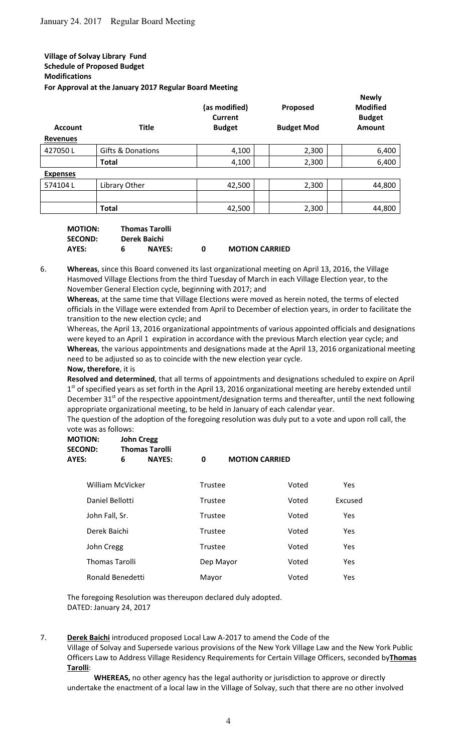**Village of Solvay Library Fund**
**Schedule of Proposed Budget**
**Modifications**
**For Approval at the January 2017 Regular Board Meeting**

| Account | Title | (as modified) Current Budget | Proposed Budget Mod | Newly Modified Budget Amount |
|---|---|---|---|---|
| **Revenues** | | | | |
| 427050 L | Gifts & Donations | 4,100 | 2,300 | 6,400 |
| | **Total** | 4,100 | 2,300 | 6,400 |
| **Expenses** | | | | |
| 574104 L | Library Other | 42,500 | 2,300 | 44,800 |
| | | | | |
| | **Total** | 42,500 | 2,300 | 44,800 |

**MOTION:** **Thomas Tarolli**
**SECOND:** **Derek Baichi**
**AYES:** **6** **NAYES:** **0** **MOTION CARRIED**

6. **Whereas**, since this Board convened its last organizational meeting on April 13, 2016, the Village Hasmoved Village Elections from the third Tuesday of March in each Village Election year, to the November General Election cycle, beginning with 2017; and

   **Whereas**, at the same time that Village Elections were moved as herein noted, the terms of elected officials in the Village were extended from April to December of election years, in order to facilitate the transition to the new election cycle; and

   Whereas, the April 13, 2016 organizational appointments of various appointed officials and designations were keyed to an April 1 expiration in accordance with the previous March election year cycle; and

   **Whereas**, the various appointments and designations made at the April 13, 2016 organizational meeting need to be adjusted so as to coincide with the new election year cycle.

   **Now, therefore**, it is

   **Resolved and determined**, that all terms of appointments and designations scheduled to expire on April 1st of specified years as set forth in the April 13, 2016 organizational meeting are hereby extended until December 31st of the respective appointment/designation terms and thereafter, until the next following appropriate organizational meeting, to be held in January of each calendar year.

   The question of the adoption of the foregoing resolution was duly put to a vote and upon roll call, the vote was as follows:

   **MOTION:** **John Cregg**
   **SECOND:** **Thomas Tarolli**
   **AYES:** **6** **NAYES:** **0** **MOTION CARRIED**

   | | | | |
   |---|---|---|---|
   | William McVicker | Trustee | Voted | Yes |
   | Daniel Bellotti | Trustee | Voted | Excused |
   | John Fall, Sr. | Trustee | Voted | Yes |
   | Derek Baichi | Trustee | Voted | Yes |
   | John Cregg | Trustee | Voted | Yes |
   | Thomas Tarolli | Dep Mayor | Voted | Yes |
   | Ronald Benedetti | Mayor | Voted | Yes |

   The foregoing Resolution was thereupon declared duly adopted.
   DATED: January 24, 2017

7. **Derek Baichi** introduced proposed Local Law A-2017 to amend the Code of the Village of Solvay and Supersede various provisions of the New York Village Law and the New York Public Officers Law to Address Village Residency Requirements for Certain Village Officers, seconded by **Thomas Tarolli**:

   **WHEREAS,** no other agency has the legal authority or jurisdiction to approve or directly undertake the enactment of a local law in the Village of Solvay, such that there are no other involved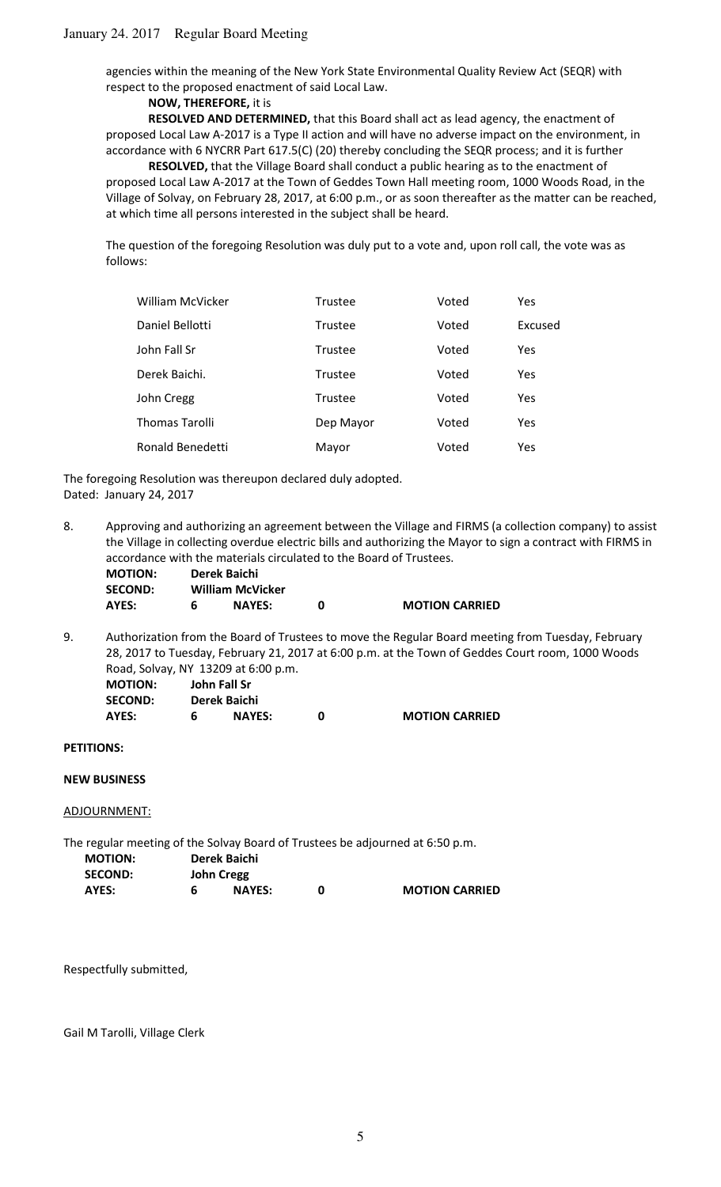agencies within the meaning of the New York State Environmental Quality Review Act (SEQR) with respect to the proposed enactment of said Local Law.

**NOW, THEREFORE,** it is

**RESOLVED AND DETERMINED,** that this Board shall act as lead agency, the enactment of proposed Local Law A-2017 is a Type II action and will have no adverse impact on the environment, in accordance with 6 NYCRR Part 617.5(C) (20) thereby concluding the SEQR process; and it is further

**RESOLVED,** that the Village Board shall conduct a public hearing as to the enactment of proposed Local Law A-2017 at the Town of Geddes Town Hall meeting room, 1000 Woods Road, in the Village of Solvay, on February 28, 2017, at 6:00 p.m., or as soon thereafter as the matter can be reached, at which time all persons interested in the subject shall be heard.

The question of the foregoing Resolution was duly put to a vote and, upon roll call, the vote was as follows:

| | | | |
|---|---|---|---|
| William McVicker | Trustee | Voted | Yes |
| Daniel Bellotti | Trustee | Voted | Excused |
| John Fall Sr | Trustee | Voted | Yes |
| Derek Baichi. | Trustee | Voted | Yes |
| John Cregg | Trustee | Voted | Yes |
| Thomas Tarolli | Dep Mayor | Voted | Yes |
| Ronald Benedetti | Mayor | Voted | Yes |

The foregoing Resolution was thereupon declared duly adopted.
Dated: January 24, 2017

8. Approving and authorizing an agreement between the Village and FIRMS (a collection company) to assist the Village in collecting overdue electric bills and authorizing the Mayor to sign a contract with FIRMS in accordance with the materials circulated to the Board of Trustees.

   **MOTION:** **Derek Baichi**
   **SECOND:** **William McVicker**
   **AYES:** **6** **NAYES:** **0** **MOTION CARRIED**

9. Authorization from the Board of Trustees to move the Regular Board meeting from Tuesday, February 28, 2017 to Tuesday, February 21, 2017 at 6:00 p.m. at the Town of Geddes Court room, 1000 Woods Road, Solvay, NY 13209 at 6:00 p.m.

   **MOTION:** **John Fall Sr**
   **SECOND:** **Derek Baichi**
   **AYES:** **6** **NAYES:** **0** **MOTION CARRIED**

**PETITIONS:**

**NEW BUSINESS**

ADJOURNMENT:

The regular meeting of the Solvay Board of Trustees be adjourned at 6:50 p.m.

**MOTION:** **Derek Baichi**
**SECOND:** **John Cregg**
**AYES:** **6** **NAYES:** **0** **MOTION CARRIED**

Respectfully submitted,

Gail M Tarolli, Village Clerk